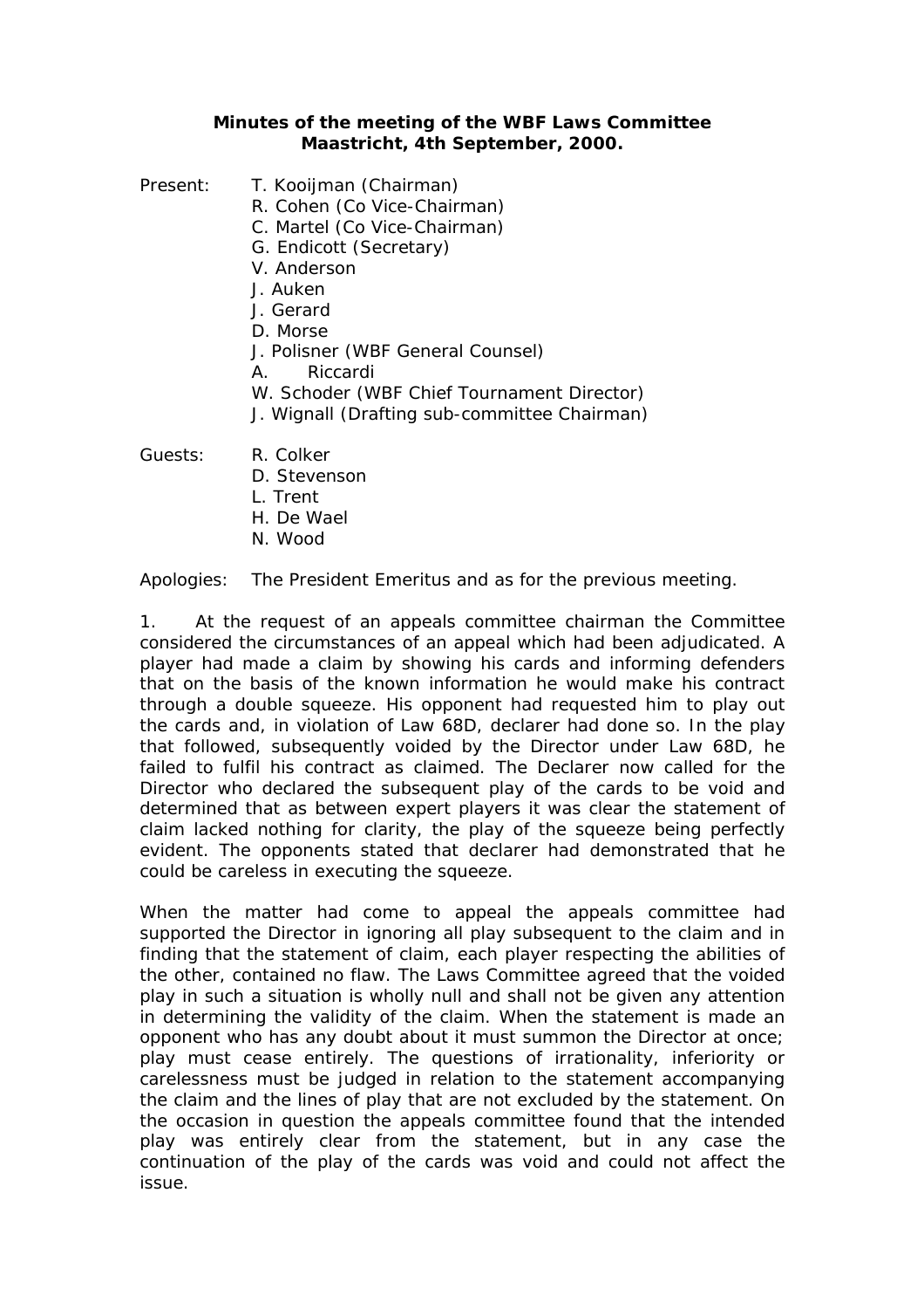**Minutes of the meeting of the WBF Laws Committee**
**Maastricht, 4th September, 2000.**

Present:
- T. Kooijman (Chairman)
- R. Cohen (Co Vice-Chairman)
- C. Martel (Co Vice-Chairman)
- G. Endicott (Secretary)
- V. Anderson
- J. Auken
- J. Gerard
- D. Morse
- J. Polisner (WBF General Counsel)
- A. Riccardi
- W. Schoder (WBF Chief Tournament Director)
- J. Wignall (Drafting sub-committee Chairman)

Guests:
- R. Colker
- D. Stevenson
- L. Trent
- H. De Wael
- N. Wood

Apologies: The President Emeritus and as for the previous meeting.

1. At the request of an appeals committee chairman the Committee considered the circumstances of an appeal which had been adjudicated. A player had made a claim by showing his cards and informing defenders that on the basis of the known information he would make his contract through a double squeeze. His opponent had requested him to play out the cards and, in violation of Law 68D, declarer had done so. In the play that followed, subsequently voided by the Director under Law 68D, he failed to fulfil his contract as claimed. The Declarer now called for the Director who declared the subsequent play of the cards to be void and determined that as between expert players it was clear the statement of claim lacked nothing for clarity, the play of the squeeze being perfectly evident. The opponents stated that declarer had demonstrated that he could be careless in executing the squeeze.

When the matter had come to appeal the appeals committee had supported the Director in ignoring all play subsequent to the claim and in finding that the statement of claim, each player respecting the abilities of the other, contained no flaw. The Laws Committee agreed that the voided play in such a situation is wholly null and shall not be given any attention in determining the validity of the claim. When the statement is made an opponent who has any doubt about it must summon the Director at once; play must cease entirely. The questions of irrationality, inferiority or carelessness must be judged in relation to the statement accompanying the claim and the lines of play that are not excluded by the statement. On the occasion in question the appeals committee found that the intended play was entirely clear from the statement, but in any case the continuation of the play of the cards was void and could not affect the issue.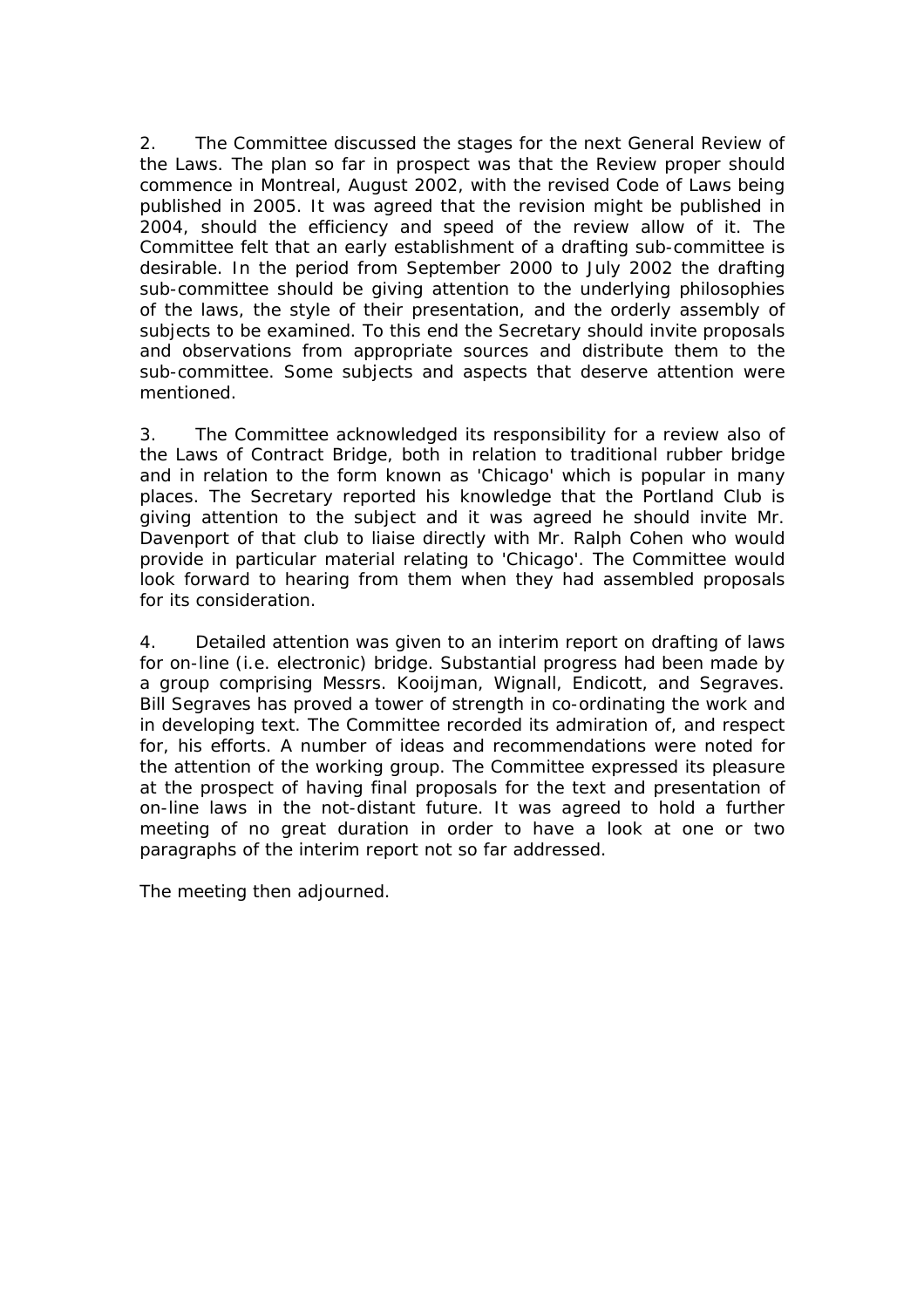2. The Committee discussed the stages for the next General Review of the Laws. The plan so far in prospect was that the Review proper should commence in Montreal, August 2002, with the revised Code of Laws being published in 2005. It was agreed that the revision might be published in 2004, should the efficiency and speed of the review allow of it. The Committee felt that an early establishment of a drafting sub-committee is desirable. In the period from September 2000 to July 2002 the drafting sub-committee should be giving attention to the underlying philosophies of the laws, the style of their presentation, and the orderly assembly of subjects to be examined. To this end the Secretary should invite proposals and observations from appropriate sources and distribute them to the sub-committee. Some subjects and aspects that deserve attention were mentioned.

3. The Committee acknowledged its responsibility for a review also of the Laws of Contract Bridge, both in relation to traditional rubber bridge and in relation to the form known as 'Chicago' which is popular in many places. The Secretary reported his knowledge that the Portland Club is giving attention to the subject and it was agreed he should invite Mr. Davenport of that club to liaise directly with Mr. Ralph Cohen who would provide in particular material relating to 'Chicago'. The Committee would look forward to hearing from them when they had assembled proposals for its consideration.

4. Detailed attention was given to an interim report on drafting of laws for on-line (i.e. electronic) bridge. Substantial progress had been made by a group comprising Messrs. Kooijman, Wignall, Endicott, and Segraves. Bill Segraves has proved a tower of strength in co-ordinating the work and in developing text. The Committee recorded its admiration of, and respect for, his efforts. A number of ideas and recommendations were noted for the attention of the working group. The Committee expressed its pleasure at the prospect of having final proposals for the text and presentation of on-line laws in the not-distant future. It was agreed to hold a further meeting of no great duration in order to have a look at one or two paragraphs of the interim report not so far addressed.

The meeting then adjourned.